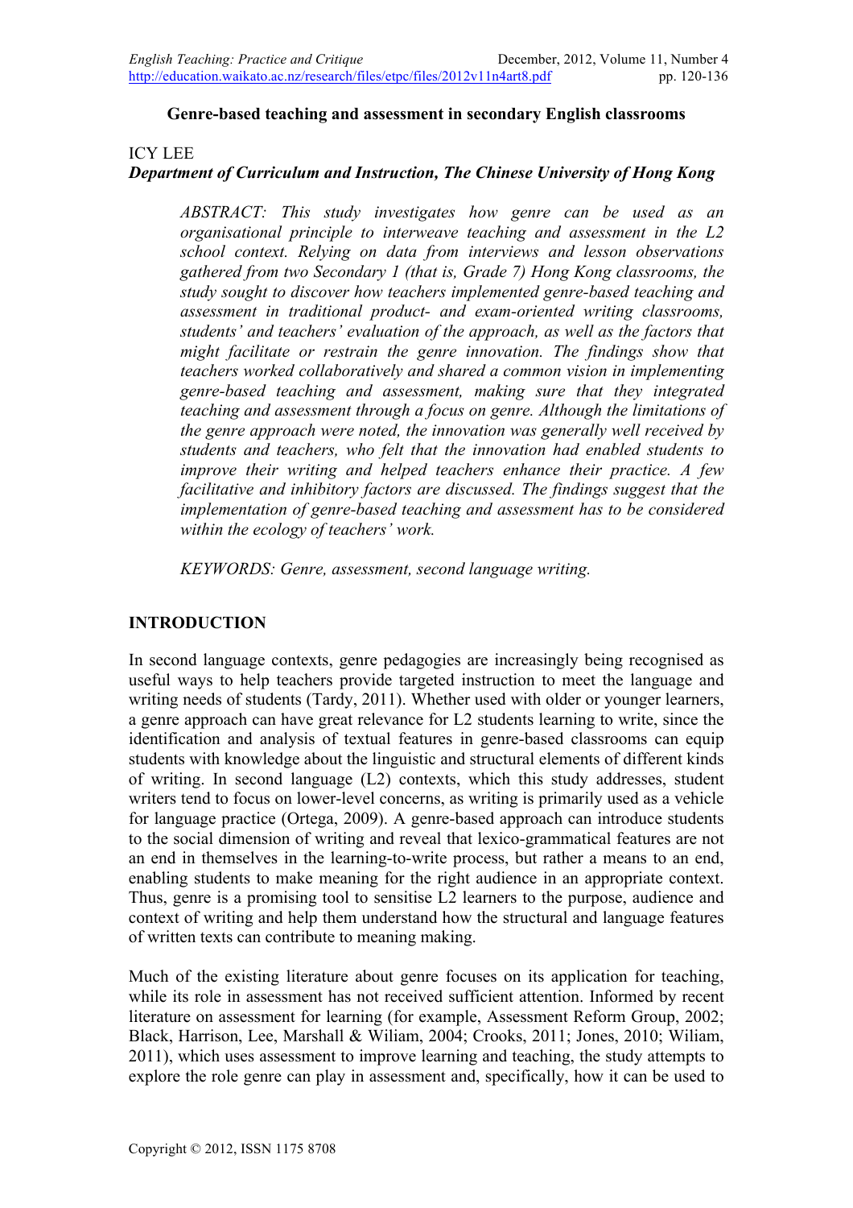**Genre-based teaching and assessment in secondary English classrooms**

ICY LEE
***Department of Curriculum and Instruction, The Chinese University of Hong Kong***

*ABSTRACT: This study investigates how genre can be used as an organisational principle to interweave teaching and assessment in the L2 school context. Relying on data from interviews and lesson observations gathered from two Secondary 1 (that is, Grade 7) Hong Kong classrooms, the study sought to discover how teachers implemented genre-based teaching and assessment in traditional product- and exam-oriented writing classrooms, students' and teachers' evaluation of the approach, as well as the factors that might facilitate or restrain the genre innovation. The findings show that teachers worked collaboratively and shared a common vision in implementing genre-based teaching and assessment, making sure that they integrated teaching and assessment through a focus on genre. Although the limitations of the genre approach were noted, the innovation was generally well received by students and teachers, who felt that the innovation had enabled students to improve their writing and helped teachers enhance their practice. A few facilitative and inhibitory factors are discussed. The findings suggest that the implementation of genre-based teaching and assessment has to be considered within the ecology of teachers' work.*

*KEYWORDS: Genre, assessment, second language writing.*

## INTRODUCTION

In second language contexts, genre pedagogies are increasingly being recognised as useful ways to help teachers provide targeted instruction to meet the language and writing needs of students (Tardy, 2011). Whether used with older or younger learners, a genre approach can have great relevance for L2 students learning to write, since the identification and analysis of textual features in genre-based classrooms can equip students with knowledge about the linguistic and structural elements of different kinds of writing. In second language (L2) contexts, which this study addresses, student writers tend to focus on lower-level concerns, as writing is primarily used as a vehicle for language practice (Ortega, 2009). A genre-based approach can introduce students to the social dimension of writing and reveal that lexico-grammatical features are not an end in themselves in the learning-to-write process, but rather a means to an end, enabling students to make meaning for the right audience in an appropriate context. Thus, genre is a promising tool to sensitise L2 learners to the purpose, audience and context of writing and help them understand how the structural and language features of written texts can contribute to meaning making.

Much of the existing literature about genre focuses on its application for teaching, while its role in assessment has not received sufficient attention. Informed by recent literature on assessment for learning (for example, Assessment Reform Group, 2002; Black, Harrison, Lee, Marshall & Wiliam, 2004; Crooks, 2011; Jones, 2010; Wiliam, 2011), which uses assessment to improve learning and teaching, the study attempts to explore the role genre can play in assessment and, specifically, how it can be used to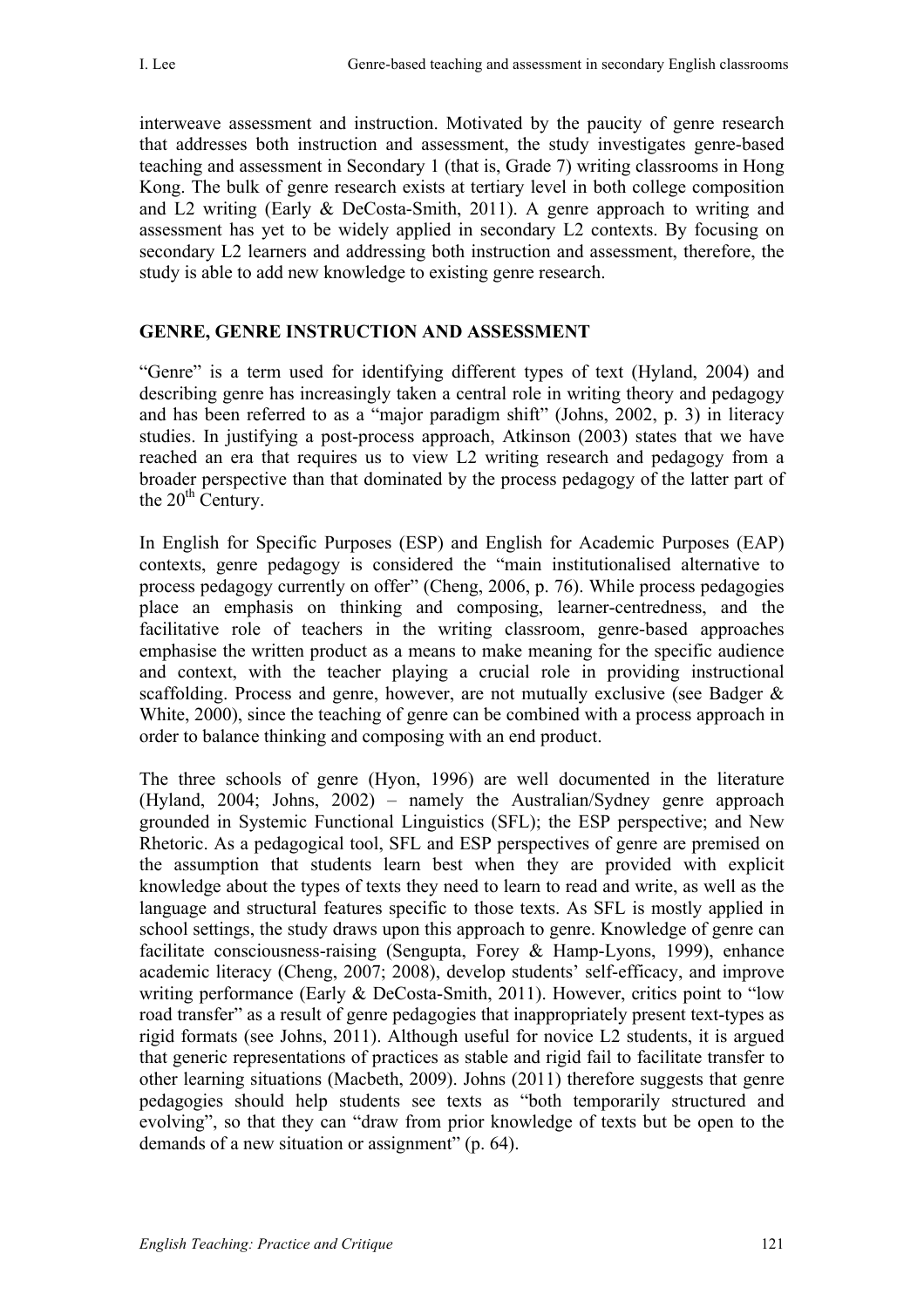interweave assessment and instruction. Motivated by the paucity of genre research that addresses both instruction and assessment, the study investigates genre-based teaching and assessment in Secondary 1 (that is, Grade 7) writing classrooms in Hong Kong. The bulk of genre research exists at tertiary level in both college composition and L2 writing (Early & DeCosta-Smith, 2011). A genre approach to writing and assessment has yet to be widely applied in secondary L2 contexts. By focusing on secondary L2 learners and addressing both instruction and assessment, therefore, the study is able to add new knowledge to existing genre research.

## GENRE, GENRE INSTRUCTION AND ASSESSMENT

"Genre" is a term used for identifying different types of text (Hyland, 2004) and describing genre has increasingly taken a central role in writing theory and pedagogy and has been referred to as a "major paradigm shift" (Johns, 2002, p. 3) in literacy studies. In justifying a post-process approach, Atkinson (2003) states that we have reached an era that requires us to view L2 writing research and pedagogy from a broader perspective than that dominated by the process pedagogy of the latter part of the 20th Century.

In English for Specific Purposes (ESP) and English for Academic Purposes (EAP) contexts, genre pedagogy is considered the "main institutionalised alternative to process pedagogy currently on offer" (Cheng, 2006, p. 76). While process pedagogies place an emphasis on thinking and composing, learner-centredness, and the facilitative role of teachers in the writing classroom, genre-based approaches emphasise the written product as a means to make meaning for the specific audience and context, with the teacher playing a crucial role in providing instructional scaffolding. Process and genre, however, are not mutually exclusive (see Badger & White, 2000), since the teaching of genre can be combined with a process approach in order to balance thinking and composing with an end product.

The three schools of genre (Hyon, 1996) are well documented in the literature (Hyland, 2004; Johns, 2002) – namely the Australian/Sydney genre approach grounded in Systemic Functional Linguistics (SFL); the ESP perspective; and New Rhetoric. As a pedagogical tool, SFL and ESP perspectives of genre are premised on the assumption that students learn best when they are provided with explicit knowledge about the types of texts they need to learn to read and write, as well as the language and structural features specific to those texts. As SFL is mostly applied in school settings, the study draws upon this approach to genre. Knowledge of genre can facilitate consciousness-raising (Sengupta, Forey & Hamp-Lyons, 1999), enhance academic literacy (Cheng, 2007; 2008), develop students' self-efficacy, and improve writing performance (Early & DeCosta-Smith, 2011). However, critics point to "low road transfer" as a result of genre pedagogies that inappropriately present text-types as rigid formats (see Johns, 2011). Although useful for novice L2 students, it is argued that generic representations of practices as stable and rigid fail to facilitate transfer to other learning situations (Macbeth, 2009). Johns (2011) therefore suggests that genre pedagogies should help students see texts as "both temporarily structured and evolving", so that they can "draw from prior knowledge of texts but be open to the demands of a new situation or assignment" (p. 64).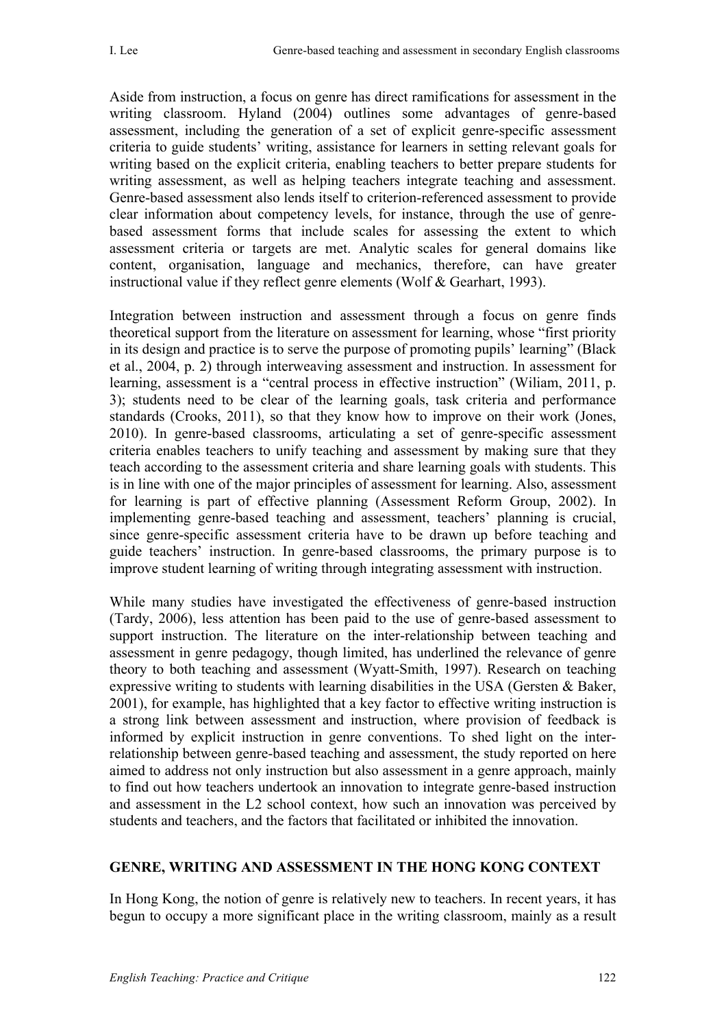Aside from instruction, a focus on genre has direct ramifications for assessment in the writing classroom. Hyland (2004) outlines some advantages of genre-based assessment, including the generation of a set of explicit genre-specific assessment criteria to guide students' writing, assistance for learners in setting relevant goals for writing based on the explicit criteria, enabling teachers to better prepare students for writing assessment, as well as helping teachers integrate teaching and assessment. Genre-based assessment also lends itself to criterion-referenced assessment to provide clear information about competency levels, for instance, through the use of genre-based assessment forms that include scales for assessing the extent to which assessment criteria or targets are met. Analytic scales for general domains like content, organisation, language and mechanics, therefore, can have greater instructional value if they reflect genre elements (Wolf & Gearhart, 1993).

Integration between instruction and assessment through a focus on genre finds theoretical support from the literature on assessment for learning, whose "first priority in its design and practice is to serve the purpose of promoting pupils' learning" (Black et al., 2004, p. 2) through interweaving assessment and instruction. In assessment for learning, assessment is a "central process in effective instruction" (Wiliam, 2011, p. 3); students need to be clear of the learning goals, task criteria and performance standards (Crooks, 2011), so that they know how to improve on their work (Jones, 2010). In genre-based classrooms, articulating a set of genre-specific assessment criteria enables teachers to unify teaching and assessment by making sure that they teach according to the assessment criteria and share learning goals with students. This is in line with one of the major principles of assessment for learning. Also, assessment for learning is part of effective planning (Assessment Reform Group, 2002). In implementing genre-based teaching and assessment, teachers' planning is crucial, since genre-specific assessment criteria have to be drawn up before teaching and guide teachers' instruction. In genre-based classrooms, the primary purpose is to improve student learning of writing through integrating assessment with instruction.

While many studies have investigated the effectiveness of genre-based instruction (Tardy, 2006), less attention has been paid to the use of genre-based assessment to support instruction. The literature on the inter-relationship between teaching and assessment in genre pedagogy, though limited, has underlined the relevance of genre theory to both teaching and assessment (Wyatt-Smith, 1997). Research on teaching expressive writing to students with learning disabilities in the USA (Gersten & Baker, 2001), for example, has highlighted that a key factor to effective writing instruction is a strong link between assessment and instruction, where provision of feedback is informed by explicit instruction in genre conventions. To shed light on the inter-relationship between genre-based teaching and assessment, the study reported on here aimed to address not only instruction but also assessment in a genre approach, mainly to find out how teachers undertook an innovation to integrate genre-based instruction and assessment in the L2 school context, how such an innovation was perceived by students and teachers, and the factors that facilitated or inhibited the innovation.

## GENRE, WRITING AND ASSESSMENT IN THE HONG KONG CONTEXT

In Hong Kong, the notion of genre is relatively new to teachers. In recent years, it has begun to occupy a more significant place in the writing classroom, mainly as a result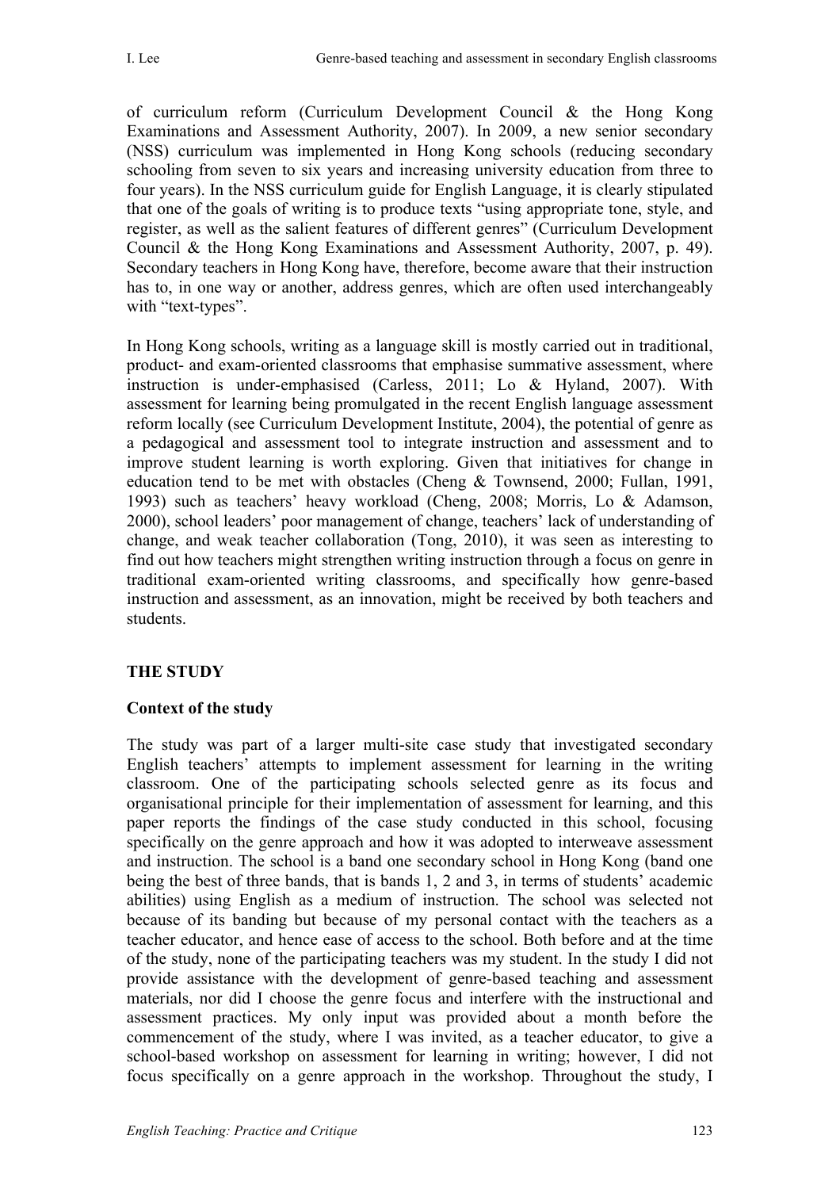of curriculum reform (Curriculum Development Council & the Hong Kong Examinations and Assessment Authority, 2007). In 2009, a new senior secondary (NSS) curriculum was implemented in Hong Kong schools (reducing secondary schooling from seven to six years and increasing university education from three to four years). In the NSS curriculum guide for English Language, it is clearly stipulated that one of the goals of writing is to produce texts "using appropriate tone, style, and register, as well as the salient features of different genres" (Curriculum Development Council & the Hong Kong Examinations and Assessment Authority, 2007, p. 49). Secondary teachers in Hong Kong have, therefore, become aware that their instruction has to, in one way or another, address genres, which are often used interchangeably with "text-types".

In Hong Kong schools, writing as a language skill is mostly carried out in traditional, product- and exam-oriented classrooms that emphasise summative assessment, where instruction is under-emphasised (Carless, 2011; Lo & Hyland, 2007). With assessment for learning being promulgated in the recent English language assessment reform locally (see Curriculum Development Institute, 2004), the potential of genre as a pedagogical and assessment tool to integrate instruction and assessment and to improve student learning is worth exploring. Given that initiatives for change in education tend to be met with obstacles (Cheng & Townsend, 2000; Fullan, 1991, 1993) such as teachers' heavy workload (Cheng, 2008; Morris, Lo & Adamson, 2000), school leaders' poor management of change, teachers' lack of understanding of change, and weak teacher collaboration (Tong, 2010), it was seen as interesting to find out how teachers might strengthen writing instruction through a focus on genre in traditional exam-oriented writing classrooms, and specifically how genre-based instruction and assessment, as an innovation, might be received by both teachers and students.

## THE STUDY

### Context of the study

The study was part of a larger multi-site case study that investigated secondary English teachers' attempts to implement assessment for learning in the writing classroom. One of the participating schools selected genre as its focus and organisational principle for their implementation of assessment for learning, and this paper reports the findings of the case study conducted in this school, focusing specifically on the genre approach and how it was adopted to interweave assessment and instruction. The school is a band one secondary school in Hong Kong (band one being the best of three bands, that is bands 1, 2 and 3, in terms of students' academic abilities) using English as a medium of instruction. The school was selected not because of its banding but because of my personal contact with the teachers as a teacher educator, and hence ease of access to the school. Both before and at the time of the study, none of the participating teachers was my student. In the study I did not provide assistance with the development of genre-based teaching and assessment materials, nor did I choose the genre focus and interfere with the instructional and assessment practices. My only input was provided about a month before the commencement of the study, where I was invited, as a teacher educator, to give a school-based workshop on assessment for learning in writing; however, I did not focus specifically on a genre approach in the workshop. Throughout the study, I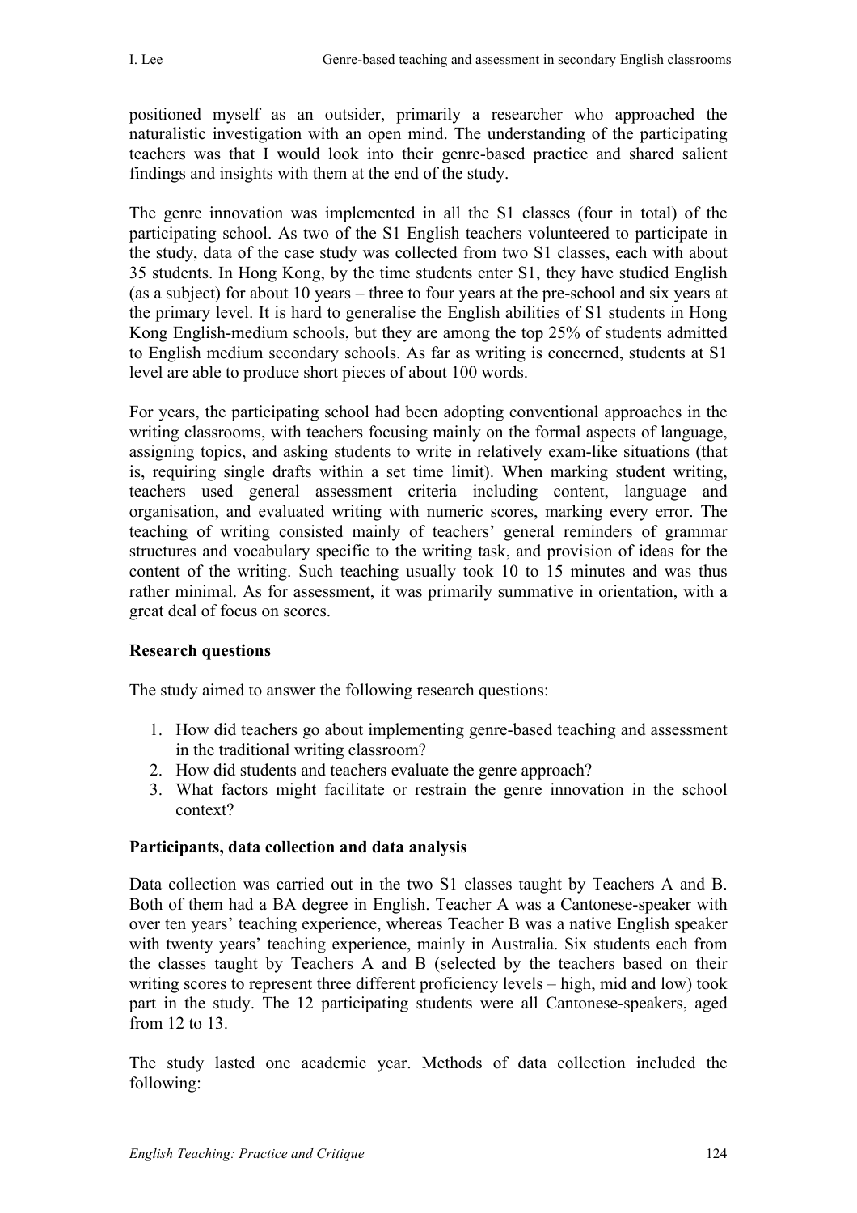positioned myself as an outsider, primarily a researcher who approached the naturalistic investigation with an open mind. The understanding of the participating teachers was that I would look into their genre-based practice and shared salient findings and insights with them at the end of the study.

The genre innovation was implemented in all the S1 classes (four in total) of the participating school. As two of the S1 English teachers volunteered to participate in the study, data of the case study was collected from two S1 classes, each with about 35 students. In Hong Kong, by the time students enter S1, they have studied English (as a subject) for about 10 years – three to four years at the pre-school and six years at the primary level. It is hard to generalise the English abilities of S1 students in Hong Kong English-medium schools, but they are among the top 25% of students admitted to English medium secondary schools. As far as writing is concerned, students at S1 level are able to produce short pieces of about 100 words.

For years, the participating school had been adopting conventional approaches in the writing classrooms, with teachers focusing mainly on the formal aspects of language, assigning topics, and asking students to write in relatively exam-like situations (that is, requiring single drafts within a set time limit). When marking student writing, teachers used general assessment criteria including content, language and organisation, and evaluated writing with numeric scores, marking every error. The teaching of writing consisted mainly of teachers' general reminders of grammar structures and vocabulary specific to the writing task, and provision of ideas for the content of the writing. Such teaching usually took 10 to 15 minutes and was thus rather minimal. As for assessment, it was primarily summative in orientation, with a great deal of focus on scores.

**Research questions**

The study aimed to answer the following research questions:

1. How did teachers go about implementing genre-based teaching and assessment in the traditional writing classroom?
2. How did students and teachers evaluate the genre approach?
3. What factors might facilitate or restrain the genre innovation in the school context?

**Participants, data collection and data analysis**

Data collection was carried out in the two S1 classes taught by Teachers A and B. Both of them had a BA degree in English. Teacher A was a Cantonese-speaker with over ten years' teaching experience, whereas Teacher B was a native English speaker with twenty years' teaching experience, mainly in Australia. Six students each from the classes taught by Teachers A and B (selected by the teachers based on their writing scores to represent three different proficiency levels – high, mid and low) took part in the study. The 12 participating students were all Cantonese-speakers, aged from 12 to 13.

The study lasted one academic year. Methods of data collection included the following: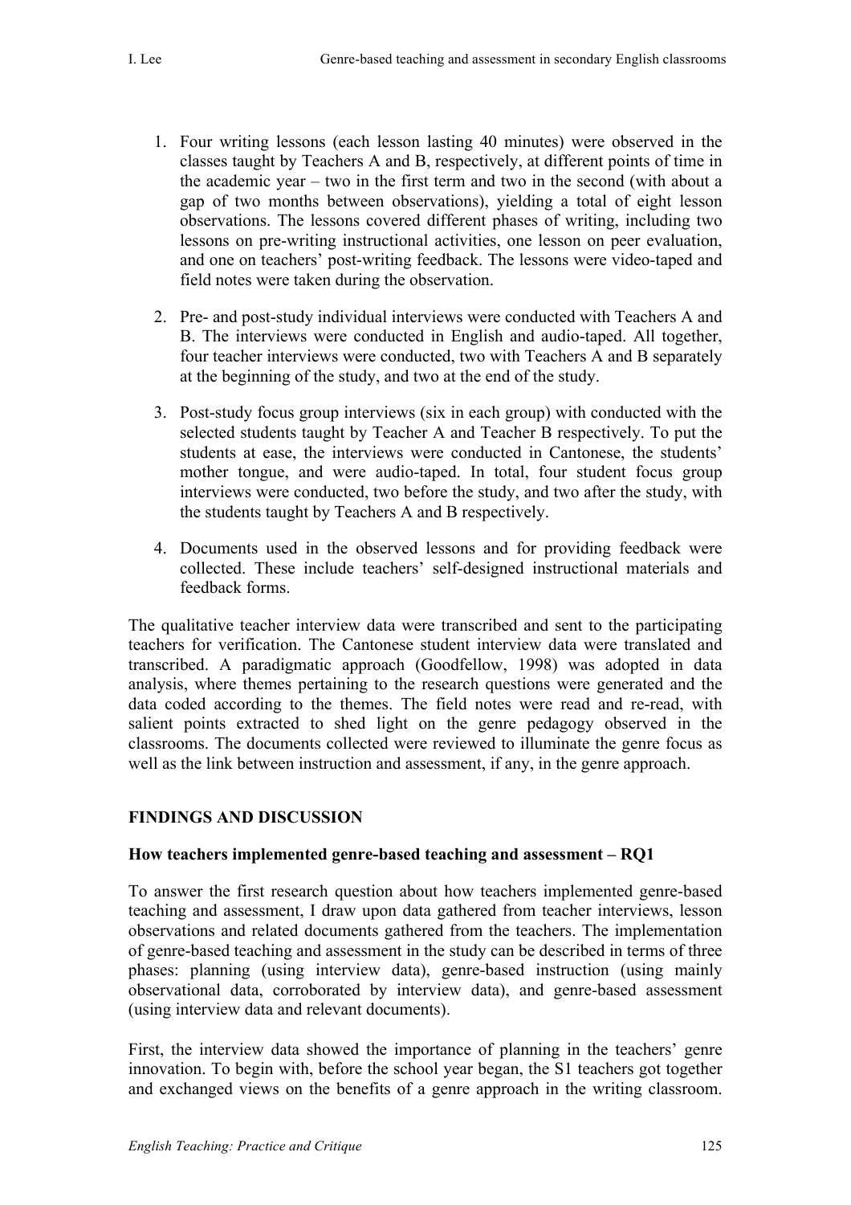1. Four writing lessons (each lesson lasting 40 minutes) were observed in the classes taught by Teachers A and B, respectively, at different points of time in the academic year – two in the first term and two in the second (with about a gap of two months between observations), yielding a total of eight lesson observations. The lessons covered different phases of writing, including two lessons on pre-writing instructional activities, one lesson on peer evaluation, and one on teachers' post-writing feedback. The lessons were video-taped and field notes were taken during the observation.

2. Pre- and post-study individual interviews were conducted with Teachers A and B. The interviews were conducted in English and audio-taped. All together, four teacher interviews were conducted, two with Teachers A and B separately at the beginning of the study, and two at the end of the study.

3. Post-study focus group interviews (six in each group) with conducted with the selected students taught by Teacher A and Teacher B respectively. To put the students at ease, the interviews were conducted in Cantonese, the students' mother tongue, and were audio-taped. In total, four student focus group interviews were conducted, two before the study, and two after the study, with the students taught by Teachers A and B respectively.

4. Documents used in the observed lessons and for providing feedback were collected. These include teachers' self-designed instructional materials and feedback forms.

The qualitative teacher interview data were transcribed and sent to the participating teachers for verification. The Cantonese student interview data were translated and transcribed. A paradigmatic approach (Goodfellow, 1998) was adopted in data analysis, where themes pertaining to the research questions were generated and the data coded according to the themes. The field notes were read and re-read, with salient points extracted to shed light on the genre pedagogy observed in the classrooms. The documents collected were reviewed to illuminate the genre focus as well as the link between instruction and assessment, if any, in the genre approach.

## FINDINGS AND DISCUSSION

### How teachers implemented genre-based teaching and assessment – RQ1

To answer the first research question about how teachers implemented genre-based teaching and assessment, I draw upon data gathered from teacher interviews, lesson observations and related documents gathered from the teachers. The implementation of genre-based teaching and assessment in the study can be described in terms of three phases: planning (using interview data), genre-based instruction (using mainly observational data, corroborated by interview data), and genre-based assessment (using interview data and relevant documents).

First, the interview data showed the importance of planning in the teachers' genre innovation. To begin with, before the school year began, the S1 teachers got together and exchanged views on the benefits of a genre approach in the writing classroom.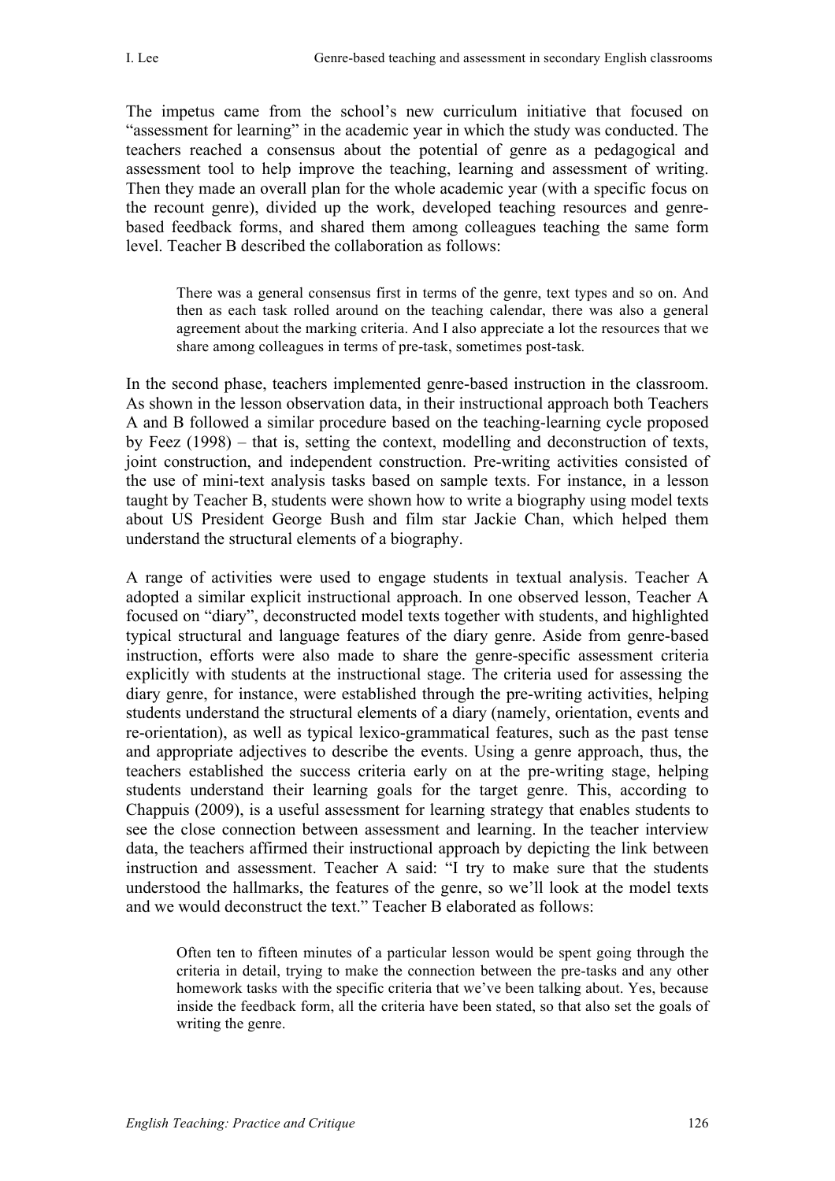The impetus came from the school's new curriculum initiative that focused on "assessment for learning" in the academic year in which the study was conducted. The teachers reached a consensus about the potential of genre as a pedagogical and assessment tool to help improve the teaching, learning and assessment of writing. Then they made an overall plan for the whole academic year (with a specific focus on the recount genre), divided up the work, developed teaching resources and genre-based feedback forms, and shared them among colleagues teaching the same form level. Teacher B described the collaboration as follows:

> There was a general consensus first in terms of the genre, text types and so on. And then as each task rolled around on the teaching calendar, there was also a general agreement about the marking criteria. And I also appreciate a lot the resources that we share among colleagues in terms of pre-task, sometimes post-task.

In the second phase, teachers implemented genre-based instruction in the classroom. As shown in the lesson observation data, in their instructional approach both Teachers A and B followed a similar procedure based on the teaching-learning cycle proposed by Feez (1998) – that is, setting the context, modelling and deconstruction of texts, joint construction, and independent construction. Pre-writing activities consisted of the use of mini-text analysis tasks based on sample texts. For instance, in a lesson taught by Teacher B, students were shown how to write a biography using model texts about US President George Bush and film star Jackie Chan, which helped them understand the structural elements of a biography.

A range of activities were used to engage students in textual analysis. Teacher A adopted a similar explicit instructional approach. In one observed lesson, Teacher A focused on "diary", deconstructed model texts together with students, and highlighted typical structural and language features of the diary genre. Aside from genre-based instruction, efforts were also made to share the genre-specific assessment criteria explicitly with students at the instructional stage. The criteria used for assessing the diary genre, for instance, were established through the pre-writing activities, helping students understand the structural elements of a diary (namely, orientation, events and re-orientation), as well as typical lexico-grammatical features, such as the past tense and appropriate adjectives to describe the events. Using a genre approach, thus, the teachers established the success criteria early on at the pre-writing stage, helping students understand their learning goals for the target genre. This, according to Chappuis (2009), is a useful assessment for learning strategy that enables students to see the close connection between assessment and learning. In the teacher interview data, the teachers affirmed their instructional approach by depicting the link between instruction and assessment. Teacher A said: "I try to make sure that the students understood the hallmarks, the features of the genre, so we'll look at the model texts and we would deconstruct the text." Teacher B elaborated as follows:

> Often ten to fifteen minutes of a particular lesson would be spent going through the criteria in detail, trying to make the connection between the pre-tasks and any other homework tasks with the specific criteria that we've been talking about. Yes, because inside the feedback form, all the criteria have been stated, so that also set the goals of writing the genre.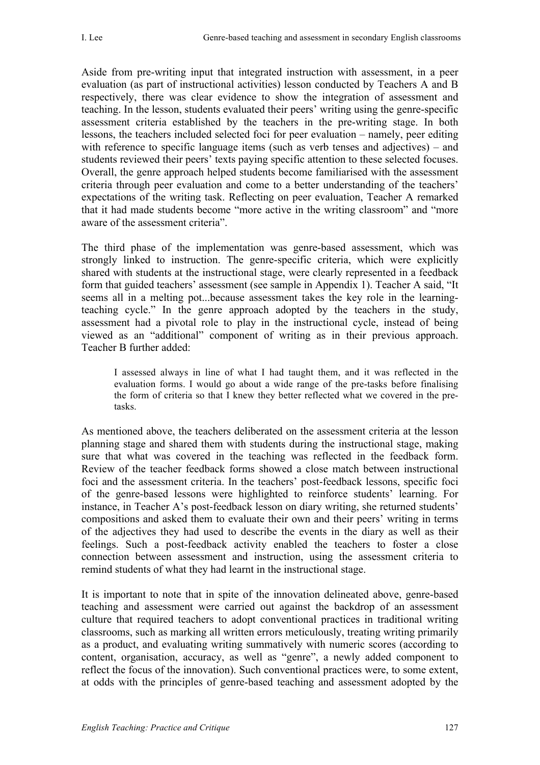Aside from pre-writing input that integrated instruction with assessment, in a peer evaluation (as part of instructional activities) lesson conducted by Teachers A and B respectively, there was clear evidence to show the integration of assessment and teaching. In the lesson, students evaluated their peers' writing using the genre-specific assessment criteria established by the teachers in the pre-writing stage. In both lessons, the teachers included selected foci for peer evaluation – namely, peer editing with reference to specific language items (such as verb tenses and adjectives) – and students reviewed their peers' texts paying specific attention to these selected focuses. Overall, the genre approach helped students become familiarised with the assessment criteria through peer evaluation and come to a better understanding of the teachers' expectations of the writing task. Reflecting on peer evaluation, Teacher A remarked that it had made students become "more active in the writing classroom" and "more aware of the assessment criteria".

The third phase of the implementation was genre-based assessment, which was strongly linked to instruction. The genre-specific criteria, which were explicitly shared with students at the instructional stage, were clearly represented in a feedback form that guided teachers' assessment (see sample in Appendix 1). Teacher A said, "It seems all in a melting pot...because assessment takes the key role in the learning-teaching cycle." In the genre approach adopted by the teachers in the study, assessment had a pivotal role to play in the instructional cycle, instead of being viewed as an "additional" component of writing as in their previous approach. Teacher B further added:

> I assessed always in line of what I had taught them, and it was reflected in the evaluation forms. I would go about a wide range of the pre-tasks before finalising the form of criteria so that I knew they better reflected what we covered in the pre-tasks.

As mentioned above, the teachers deliberated on the assessment criteria at the lesson planning stage and shared them with students during the instructional stage, making sure that what was covered in the teaching was reflected in the feedback form. Review of the teacher feedback forms showed a close match between instructional foci and the assessment criteria. In the teachers' post-feedback lessons, specific foci of the genre-based lessons were highlighted to reinforce students' learning. For instance, in Teacher A's post-feedback lesson on diary writing, she returned students' compositions and asked them to evaluate their own and their peers' writing in terms of the adjectives they had used to describe the events in the diary as well as their feelings. Such a post-feedback activity enabled the teachers to foster a close connection between assessment and instruction, using the assessment criteria to remind students of what they had learnt in the instructional stage.

It is important to note that in spite of the innovation delineated above, genre-based teaching and assessment were carried out against the backdrop of an assessment culture that required teachers to adopt conventional practices in traditional writing classrooms, such as marking all written errors meticulously, treating writing primarily as a product, and evaluating writing summatively with numeric scores (according to content, organisation, accuracy, as well as "genre", a newly added component to reflect the focus of the innovation). Such conventional practices were, to some extent, at odds with the principles of genre-based teaching and assessment adopted by the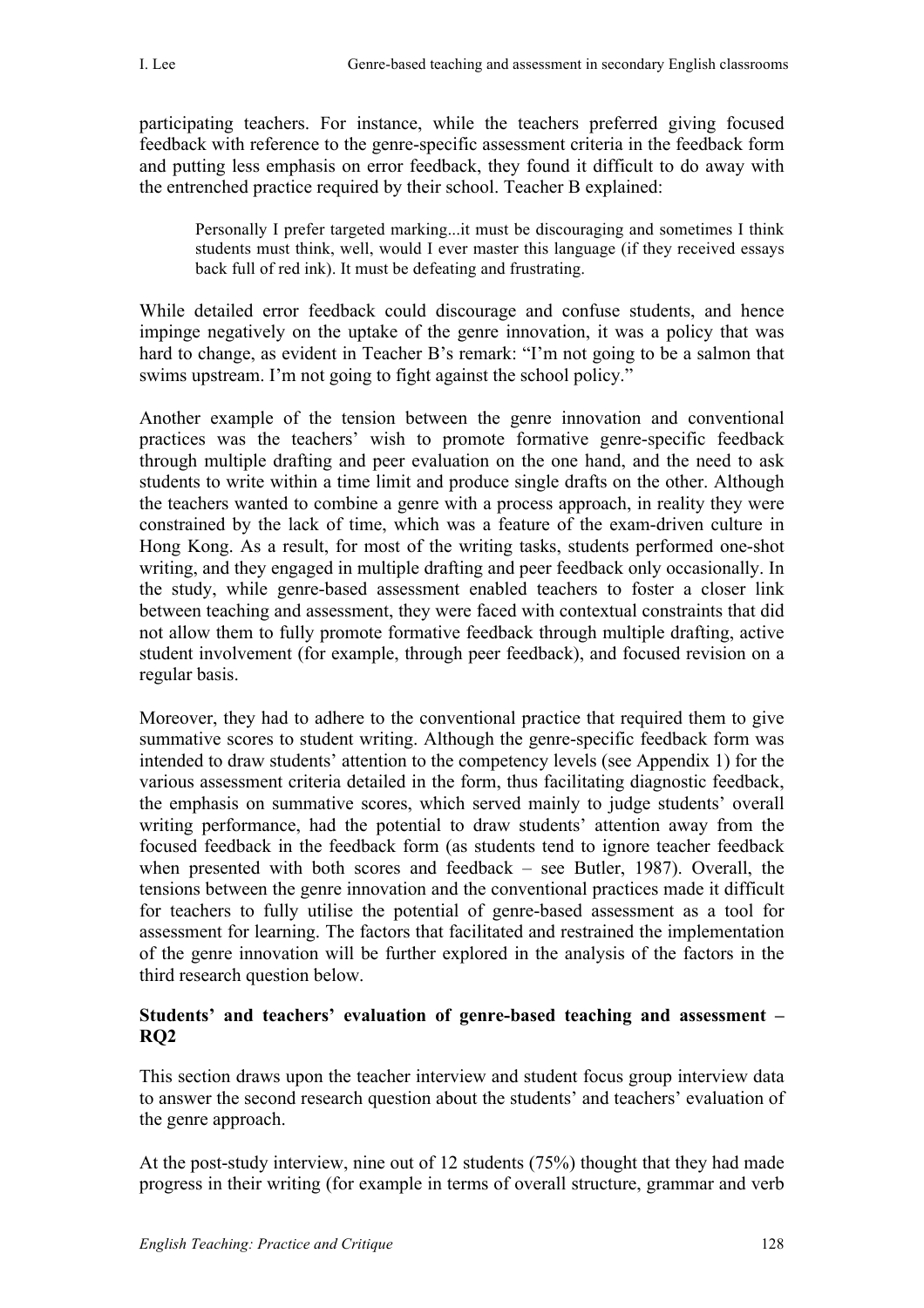participating teachers. For instance, while the teachers preferred giving focused feedback with reference to the genre-specific assessment criteria in the feedback form and putting less emphasis on error feedback, they found it difficult to do away with the entrenched practice required by their school. Teacher B explained:

> Personally I prefer targeted marking...it must be discouraging and sometimes I think students must think, well, would I ever master this language (if they received essays back full of red ink). It must be defeating and frustrating.

While detailed error feedback could discourage and confuse students, and hence impinge negatively on the uptake of the genre innovation, it was a policy that was hard to change, as evident in Teacher B's remark: "I'm not going to be a salmon that swims upstream. I'm not going to fight against the school policy."

Another example of the tension between the genre innovation and conventional practices was the teachers' wish to promote formative genre-specific feedback through multiple drafting and peer evaluation on the one hand, and the need to ask students to write within a time limit and produce single drafts on the other. Although the teachers wanted to combine a genre with a process approach, in reality they were constrained by the lack of time, which was a feature of the exam-driven culture in Hong Kong. As a result, for most of the writing tasks, students performed one-shot writing, and they engaged in multiple drafting and peer feedback only occasionally. In the study, while genre-based assessment enabled teachers to foster a closer link between teaching and assessment, they were faced with contextual constraints that did not allow them to fully promote formative feedback through multiple drafting, active student involvement (for example, through peer feedback), and focused revision on a regular basis.

Moreover, they had to adhere to the conventional practice that required them to give summative scores to student writing. Although the genre-specific feedback form was intended to draw students' attention to the competency levels (see Appendix 1) for the various assessment criteria detailed in the form, thus facilitating diagnostic feedback, the emphasis on summative scores, which served mainly to judge students' overall writing performance, had the potential to draw students' attention away from the focused feedback in the feedback form (as students tend to ignore teacher feedback when presented with both scores and feedback – see Butler, 1987). Overall, the tensions between the genre innovation and the conventional practices made it difficult for teachers to fully utilise the potential of genre-based assessment as a tool for assessment for learning. The factors that facilitated and restrained the implementation of the genre innovation will be further explored in the analysis of the factors in the third research question below.

**Students' and teachers' evaluation of genre-based teaching and assessment – RQ2**

This section draws upon the teacher interview and student focus group interview data to answer the second research question about the students' and teachers' evaluation of the genre approach.

At the post-study interview, nine out of 12 students (75%) thought that they had made progress in their writing (for example in terms of overall structure, grammar and verb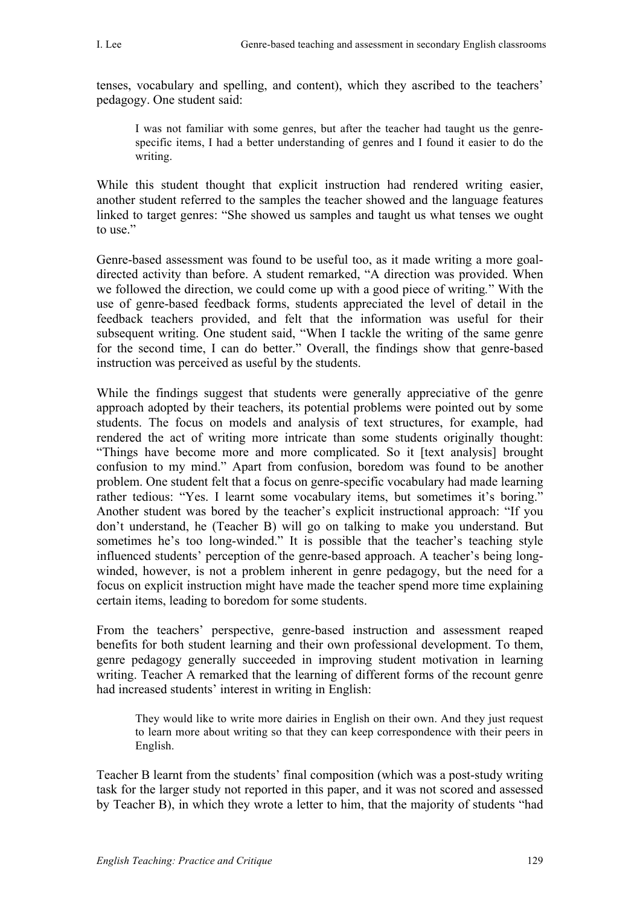tenses, vocabulary and spelling, and content), which they ascribed to the teachers' pedagogy. One student said:

> I was not familiar with some genres, but after the teacher had taught us the genre-specific items, I had a better understanding of genres and I found it easier to do the writing.

While this student thought that explicit instruction had rendered writing easier, another student referred to the samples the teacher showed and the language features linked to target genres: "She showed us samples and taught us what tenses we ought to use."

Genre-based assessment was found to be useful too, as it made writing a more goal-directed activity than before. A student remarked, "A direction was provided. When we followed the direction, we could come up with a good piece of writing." With the use of genre-based feedback forms, students appreciated the level of detail in the feedback teachers provided, and felt that the information was useful for their subsequent writing. One student said, "When I tackle the writing of the same genre for the second time, I can do better." Overall, the findings show that genre-based instruction was perceived as useful by the students.

While the findings suggest that students were generally appreciative of the genre approach adopted by their teachers, its potential problems were pointed out by some students. The focus on models and analysis of text structures, for example, had rendered the act of writing more intricate than some students originally thought: "Things have become more and more complicated. So it [text analysis] brought confusion to my mind." Apart from confusion, boredom was found to be another problem. One student felt that a focus on genre-specific vocabulary had made learning rather tedious: "Yes. I learnt some vocabulary items, but sometimes it's boring." Another student was bored by the teacher's explicit instructional approach: "If you don't understand, he (Teacher B) will go on talking to make you understand. But sometimes he's too long-winded." It is possible that the teacher's teaching style influenced students' perception of the genre-based approach. A teacher's being long-winded, however, is not a problem inherent in genre pedagogy, but the need for a focus on explicit instruction might have made the teacher spend more time explaining certain items, leading to boredom for some students.

From the teachers' perspective, genre-based instruction and assessment reaped benefits for both student learning and their own professional development. To them, genre pedagogy generally succeeded in improving student motivation in learning writing. Teacher A remarked that the learning of different forms of the recount genre had increased students' interest in writing in English:

> They would like to write more dairies in English on their own. And they just request to learn more about writing so that they can keep correspondence with their peers in English.

Teacher B learnt from the students' final composition (which was a post-study writing task for the larger study not reported in this paper, and it was not scored and assessed by Teacher B), in which they wrote a letter to him, that the majority of students "had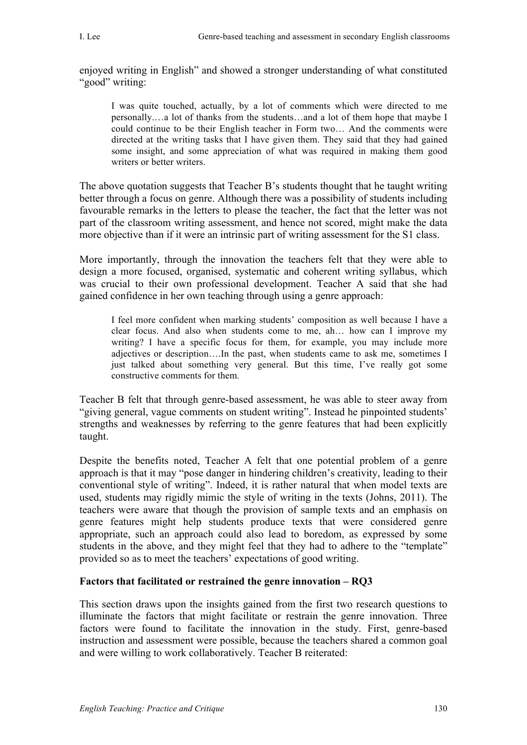enjoyed writing in English" and showed a stronger understanding of what constituted "good" writing:

> I was quite touched, actually, by a lot of comments which were directed to me personally.…a lot of thanks from the students…and a lot of them hope that maybe I could continue to be their English teacher in Form two… And the comments were directed at the writing tasks that I have given them. They said that they had gained some insight, and some appreciation of what was required in making them good writers or better writers.

The above quotation suggests that Teacher B's students thought that he taught writing better through a focus on genre. Although there was a possibility of students including favourable remarks in the letters to please the teacher, the fact that the letter was not part of the classroom writing assessment, and hence not scored, might make the data more objective than if it were an intrinsic part of writing assessment for the S1 class.

More importantly, through the innovation the teachers felt that they were able to design a more focused, organised, systematic and coherent writing syllabus, which was crucial to their own professional development. Teacher A said that she had gained confidence in her own teaching through using a genre approach:

> I feel more confident when marking students' composition as well because I have a clear focus. And also when students come to me, ah… how can I improve my writing? I have a specific focus for them, for example, you may include more adjectives or description….In the past, when students came to ask me, sometimes I just talked about something very general. But this time, I've really got some constructive comments for them.

Teacher B felt that through genre-based assessment, he was able to steer away from "giving general, vague comments on student writing". Instead he pinpointed students' strengths and weaknesses by referring to the genre features that had been explicitly taught.

Despite the benefits noted, Teacher A felt that one potential problem of a genre approach is that it may "pose danger in hindering children's creativity, leading to their conventional style of writing". Indeed, it is rather natural that when model texts are used, students may rigidly mimic the style of writing in the texts (Johns, 2011). The teachers were aware that though the provision of sample texts and an emphasis on genre features might help students produce texts that were considered genre appropriate, such an approach could also lead to boredom, as expressed by some students in the above, and they might feel that they had to adhere to the "template" provided so as to meet the teachers' expectations of good writing.

**Factors that facilitated or restrained the genre innovation – RQ3**

This section draws upon the insights gained from the first two research questions to illuminate the factors that might facilitate or restrain the genre innovation. Three factors were found to facilitate the innovation in the study. First, genre-based instruction and assessment were possible, because the teachers shared a common goal and were willing to work collaboratively. Teacher B reiterated: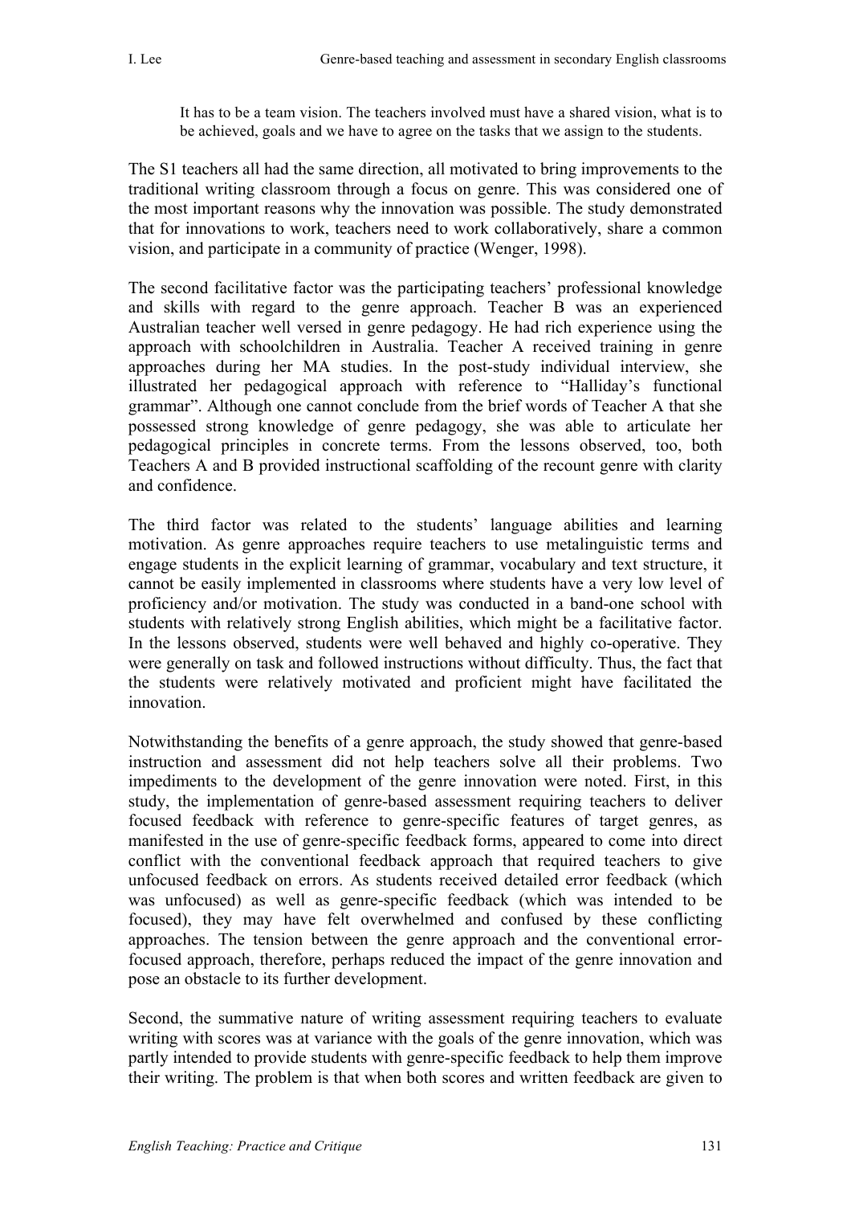> It has to be a team vision. The teachers involved must have a shared vision, what is to be achieved, goals and we have to agree on the tasks that we assign to the students.

The S1 teachers all had the same direction, all motivated to bring improvements to the traditional writing classroom through a focus on genre. This was considered one of the most important reasons why the innovation was possible. The study demonstrated that for innovations to work, teachers need to work collaboratively, share a common vision, and participate in a community of practice (Wenger, 1998).

The second facilitative factor was the participating teachers' professional knowledge and skills with regard to the genre approach. Teacher B was an experienced Australian teacher well versed in genre pedagogy. He had rich experience using the approach with schoolchildren in Australia. Teacher A received training in genre approaches during her MA studies. In the post-study individual interview, she illustrated her pedagogical approach with reference to "Halliday's functional grammar". Although one cannot conclude from the brief words of Teacher A that she possessed strong knowledge of genre pedagogy, she was able to articulate her pedagogical principles in concrete terms. From the lessons observed, too, both Teachers A and B provided instructional scaffolding of the recount genre with clarity and confidence.

The third factor was related to the students' language abilities and learning motivation. As genre approaches require teachers to use metalinguistic terms and engage students in the explicit learning of grammar, vocabulary and text structure, it cannot be easily implemented in classrooms where students have a very low level of proficiency and/or motivation. The study was conducted in a band-one school with students with relatively strong English abilities, which might be a facilitative factor. In the lessons observed, students were well behaved and highly co-operative. They were generally on task and followed instructions without difficulty. Thus, the fact that the students were relatively motivated and proficient might have facilitated the innovation.

Notwithstanding the benefits of a genre approach, the study showed that genre-based instruction and assessment did not help teachers solve all their problems. Two impediments to the development of the genre innovation were noted. First, in this study, the implementation of genre-based assessment requiring teachers to deliver focused feedback with reference to genre-specific features of target genres, as manifested in the use of genre-specific feedback forms, appeared to come into direct conflict with the conventional feedback approach that required teachers to give unfocused feedback on errors. As students received detailed error feedback (which was unfocused) as well as genre-specific feedback (which was intended to be focused), they may have felt overwhelmed and confused by these conflicting approaches. The tension between the genre approach and the conventional error-focused approach, therefore, perhaps reduced the impact of the genre innovation and pose an obstacle to its further development.

Second, the summative nature of writing assessment requiring teachers to evaluate writing with scores was at variance with the goals of the genre innovation, which was partly intended to provide students with genre-specific feedback to help them improve their writing. The problem is that when both scores and written feedback are given to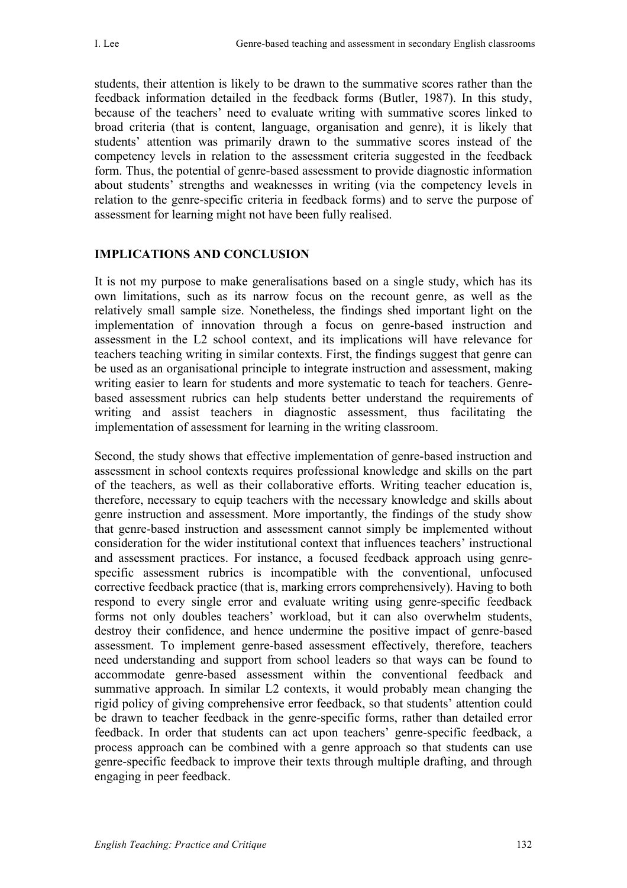students, their attention is likely to be drawn to the summative scores rather than the feedback information detailed in the feedback forms (Butler, 1987). In this study, because of the teachers' need to evaluate writing with summative scores linked to broad criteria (that is content, language, organisation and genre), it is likely that students' attention was primarily drawn to the summative scores instead of the competency levels in relation to the assessment criteria suggested in the feedback form. Thus, the potential of genre-based assessment to provide diagnostic information about students' strengths and weaknesses in writing (via the competency levels in relation to the genre-specific criteria in feedback forms) and to serve the purpose of assessment for learning might not have been fully realised.

## IMPLICATIONS AND CONCLUSION

It is not my purpose to make generalisations based on a single study, which has its own limitations, such as its narrow focus on the recount genre, as well as the relatively small sample size. Nonetheless, the findings shed important light on the implementation of innovation through a focus on genre-based instruction and assessment in the L2 school context, and its implications will have relevance for teachers teaching writing in similar contexts. First, the findings suggest that genre can be used as an organisational principle to integrate instruction and assessment, making writing easier to learn for students and more systematic to teach for teachers. Genre-based assessment rubrics can help students better understand the requirements of writing and assist teachers in diagnostic assessment, thus facilitating the implementation of assessment for learning in the writing classroom.

Second, the study shows that effective implementation of genre-based instruction and assessment in school contexts requires professional knowledge and skills on the part of the teachers, as well as their collaborative efforts. Writing teacher education is, therefore, necessary to equip teachers with the necessary knowledge and skills about genre instruction and assessment. More importantly, the findings of the study show that genre-based instruction and assessment cannot simply be implemented without consideration for the wider institutional context that influences teachers' instructional and assessment practices. For instance, a focused feedback approach using genre-specific assessment rubrics is incompatible with the conventional, unfocused corrective feedback practice (that is, marking errors comprehensively). Having to both respond to every single error and evaluate writing using genre-specific feedback forms not only doubles teachers' workload, but it can also overwhelm students, destroy their confidence, and hence undermine the positive impact of genre-based assessment. To implement genre-based assessment effectively, therefore, teachers need understanding and support from school leaders so that ways can be found to accommodate genre-based assessment within the conventional feedback and summative approach. In similar L2 contexts, it would probably mean changing the rigid policy of giving comprehensive error feedback, so that students' attention could be drawn to teacher feedback in the genre-specific forms, rather than detailed error feedback. In order that students can act upon teachers' genre-specific feedback, a process approach can be combined with a genre approach so that students can use genre-specific feedback to improve their texts through multiple drafting, and through engaging in peer feedback.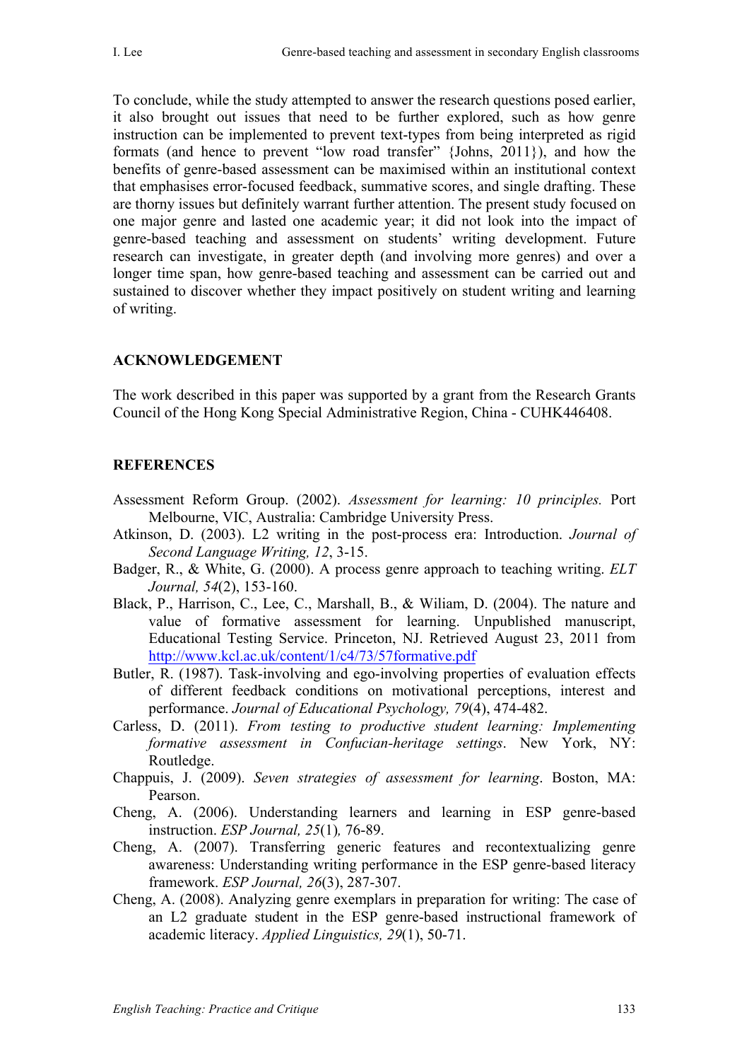To conclude, while the study attempted to answer the research questions posed earlier, it also brought out issues that need to be further explored, such as how genre instruction can be implemented to prevent text-types from being interpreted as rigid formats (and hence to prevent "low road transfer" {Johns, 2011}), and how the benefits of genre-based assessment can be maximised within an institutional context that emphasises error-focused feedback, summative scores, and single drafting. These are thorny issues but definitely warrant further attention. The present study focused on one major genre and lasted one academic year; it did not look into the impact of genre-based teaching and assessment on students' writing development. Future research can investigate, in greater depth (and involving more genres) and over a longer time span, how genre-based teaching and assessment can be carried out and sustained to discover whether they impact positively on student writing and learning of writing.

## ACKNOWLEDGEMENT

The work described in this paper was supported by a grant from the Research Grants Council of the Hong Kong Special Administrative Region, China - CUHK446408.

## REFERENCES

Assessment Reform Group. (2002). *Assessment for learning: 10 principles.* Port Melbourne, VIC, Australia: Cambridge University Press.

Atkinson, D. (2003). L2 writing in the post-process era: Introduction. *Journal of Second Language Writing, 12*, 3-15.

Badger, R., & White, G. (2000). A process genre approach to teaching writing. *ELT Journal, 54*(2), 153-160.

Black, P., Harrison, C., Lee, C., Marshall, B., & Wiliam, D. (2004). The nature and value of formative assessment for learning. Unpublished manuscript, Educational Testing Service. Princeton, NJ. Retrieved August 23, 2011 from http://www.kcl.ac.uk/content/1/c4/73/57formative.pdf

Butler, R. (1987). Task-involving and ego-involving properties of evaluation effects of different feedback conditions on motivational perceptions, interest and performance. *Journal of Educational Psychology, 79*(4), 474-482.

Carless, D. (2011). *From testing to productive student learning: Implementing formative assessment in Confucian-heritage settings*. New York, NY: Routledge.

Chappuis, J. (2009). *Seven strategies of assessment for learning*. Boston, MA: Pearson.

Cheng, A. (2006). Understanding learners and learning in ESP genre-based instruction. *ESP Journal, 25*(1)*,* 76-89.

Cheng, A. (2007). Transferring generic features and recontextualizing genre awareness: Understanding writing performance in the ESP genre-based literacy framework. *ESP Journal, 26*(3), 287-307.

Cheng, A. (2008). Analyzing genre exemplars in preparation for writing: The case of an L2 graduate student in the ESP genre-based instructional framework of academic literacy. *Applied Linguistics, 29*(1), 50-71.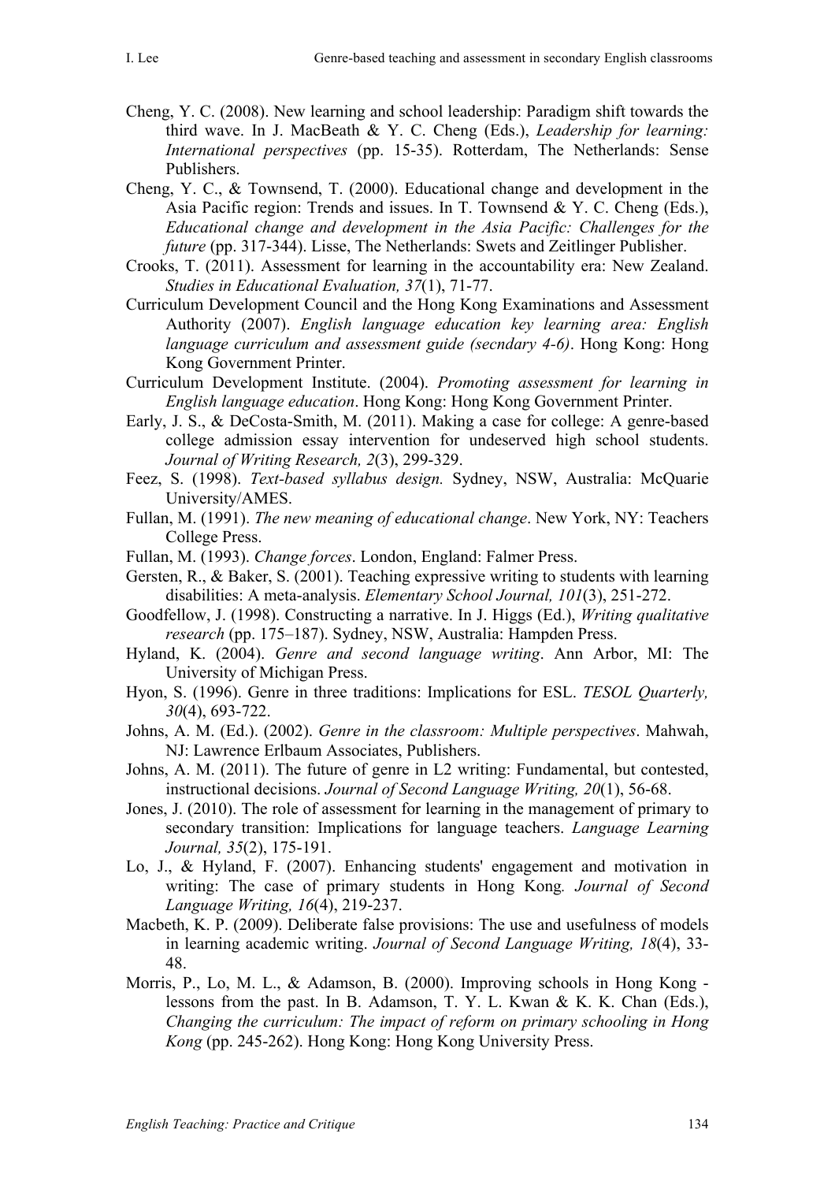Cheng, Y. C. (2008). New learning and school leadership: Paradigm shift towards the third wave. In J. MacBeath & Y. C. Cheng (Eds.), *Leadership for learning: International perspectives* (pp. 15-35). Rotterdam, The Netherlands: Sense Publishers.

Cheng, Y. C., & Townsend, T. (2000). Educational change and development in the Asia Pacific region: Trends and issues. In T. Townsend & Y. C. Cheng (Eds.), *Educational change and development in the Asia Pacific: Challenges for the future* (pp. 317-344). Lisse, The Netherlands: Swets and Zeitlinger Publisher.

Crooks, T. (2011). Assessment for learning in the accountability era: New Zealand. *Studies in Educational Evaluation, 37*(1), 71-77.

Curriculum Development Council and the Hong Kong Examinations and Assessment Authority (2007). *English language education key learning area: English language curriculum and assessment guide (secndary 4-6)*. Hong Kong: Hong Kong Government Printer.

Curriculum Development Institute. (2004). *Promoting assessment for learning in English language education*. Hong Kong: Hong Kong Government Printer.

Early, J. S., & DeCosta-Smith, M. (2011). Making a case for college: A genre-based college admission essay intervention for undeserved high school students. *Journal of Writing Research, 2*(3), 299-329.

Feez, S. (1998). *Text-based syllabus design.* Sydney, NSW, Australia: McQuarie University/AMES.

Fullan, M. (1991). *The new meaning of educational change*. New York, NY: Teachers College Press.

Fullan, M. (1993). *Change forces*. London, England: Falmer Press.

Gersten, R., & Baker, S. (2001). Teaching expressive writing to students with learning disabilities: A meta-analysis. *Elementary School Journal, 101*(3), 251-272.

Goodfellow, J. (1998). Constructing a narrative. In J. Higgs (Ed.), *Writing qualitative research* (pp. 175–187). Sydney, NSW, Australia: Hampden Press.

Hyland, K. (2004). *Genre and second language writing*. Ann Arbor, MI: The University of Michigan Press.

Hyon, S. (1996). Genre in three traditions: Implications for ESL. *TESOL Quarterly, 30*(4), 693-722.

Johns, A. M. (Ed.). (2002). *Genre in the classroom: Multiple perspectives*. Mahwah, NJ: Lawrence Erlbaum Associates, Publishers.

Johns, A. M. (2011). The future of genre in L2 writing: Fundamental, but contested, instructional decisions. *Journal of Second Language Writing, 20*(1), 56-68.

Jones, J. (2010). The role of assessment for learning in the management of primary to secondary transition: Implications for language teachers. *Language Learning Journal, 35*(2), 175-191.

Lo, J., & Hyland, F. (2007). Enhancing students' engagement and motivation in writing: The case of primary students in Hong Kong*. Journal of Second Language Writing, 16*(4), 219-237.

Macbeth, K. P. (2009). Deliberate false provisions: The use and usefulness of models in learning academic writing. *Journal of Second Language Writing, 18*(4), 33-48.

Morris, P., Lo, M. L., & Adamson, B. (2000). Improving schools in Hong Kong - lessons from the past. In B. Adamson, T. Y. L. Kwan & K. K. Chan (Eds.), *Changing the curriculum: The impact of reform on primary schooling in Hong Kong* (pp. 245-262). Hong Kong: Hong Kong University Press.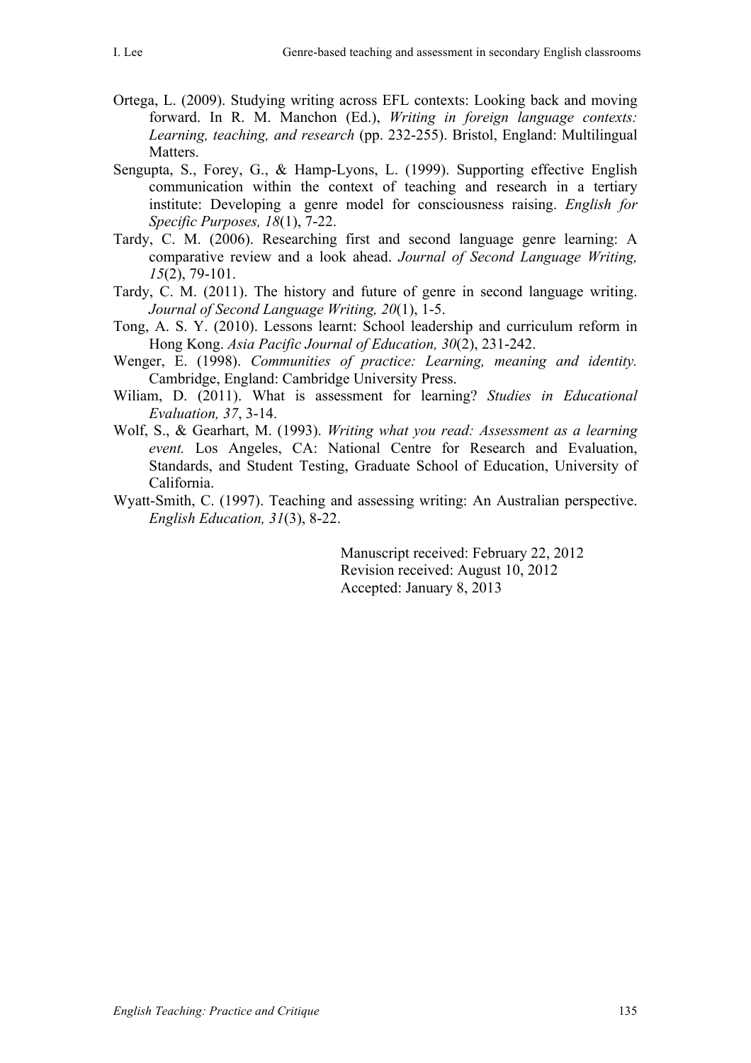Ortega, L. (2009). Studying writing across EFL contexts: Looking back and moving forward. In R. M. Manchon (Ed.), *Writing in foreign language contexts: Learning, teaching, and research* (pp. 232-255). Bristol, England: Multilingual Matters.

Sengupta, S., Forey, G., & Hamp-Lyons, L. (1999). Supporting effective English communication within the context of teaching and research in a tertiary institute: Developing a genre model for consciousness raising. *English for Specific Purposes, 18*(1), 7-22.

Tardy, C. M. (2006). Researching first and second language genre learning: A comparative review and a look ahead. *Journal of Second Language Writing, 15*(2), 79-101.

Tardy, C. M. (2011). The history and future of genre in second language writing. *Journal of Second Language Writing, 20*(1), 1-5.

Tong, A. S. Y. (2010). Lessons learnt: School leadership and curriculum reform in Hong Kong. *Asia Pacific Journal of Education, 30*(2), 231-242.

Wenger, E. (1998). *Communities of practice: Learning, meaning and identity.* Cambridge, England: Cambridge University Press.

Wiliam, D. (2011). What is assessment for learning? *Studies in Educational Evaluation, 37*, 3-14.

Wolf, S., & Gearhart, M. (1993). *Writing what you read: Assessment as a learning event.* Los Angeles, CA: National Centre for Research and Evaluation, Standards, and Student Testing, Graduate School of Education, University of California.

Wyatt-Smith, C. (1997). Teaching and assessing writing: An Australian perspective. *English Education, 31*(3), 8-22.

Manuscript received: February 22, 2012
Revision received: August 10, 2012
Accepted: January 8, 2013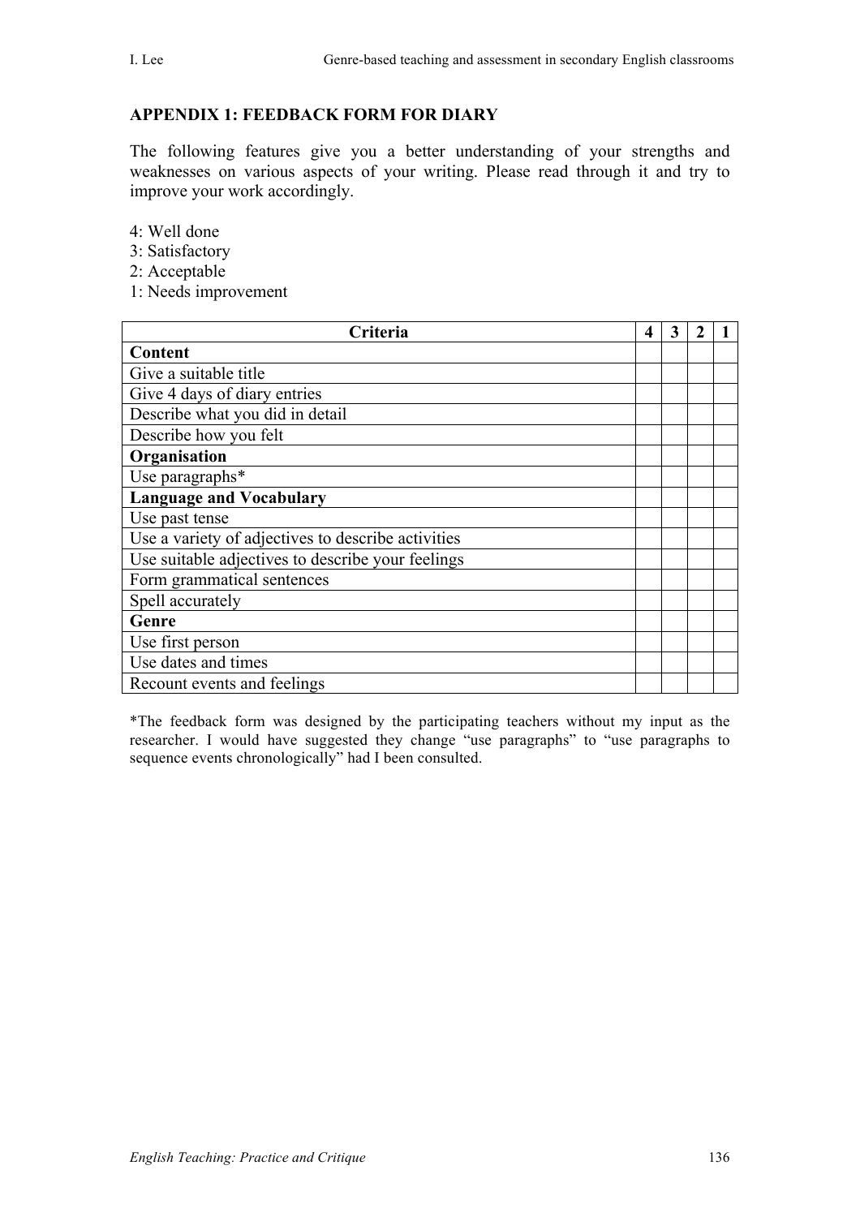## APPENDIX 1: FEEDBACK FORM FOR DIARY

The following features give you a better understanding of your strengths and weaknesses on various aspects of your writing. Please read through it and try to improve your work accordingly.

4: Well done
3: Satisfactory
2: Acceptable
1: Needs improvement

| Criteria | 4 | 3 | 2 | 1 |
|---|---|---|---|---|
| **Content** | | | | |
| Give a suitable title | | | | |
| Give 4 days of diary entries | | | | |
| Describe what you did in detail | | | | |
| Describe how you felt | | | | |
| **Organisation** | | | | |
| Use paragraphs* | | | | |
| **Language and Vocabulary** | | | | |
| Use past tense | | | | |
| Use a variety of adjectives to describe activities | | | | |
| Use suitable adjectives to describe your feelings | | | | |
| Form grammatical sentences | | | | |
| Spell accurately | | | | |
| **Genre** | | | | |
| Use first person | | | | |
| Use dates and times | | | | |
| Recount events and feelings | | | | |

*The feedback form was designed by the participating teachers without my input as the researcher. I would have suggested they change "use paragraphs" to "use paragraphs to sequence events chronologically" had I been consulted.